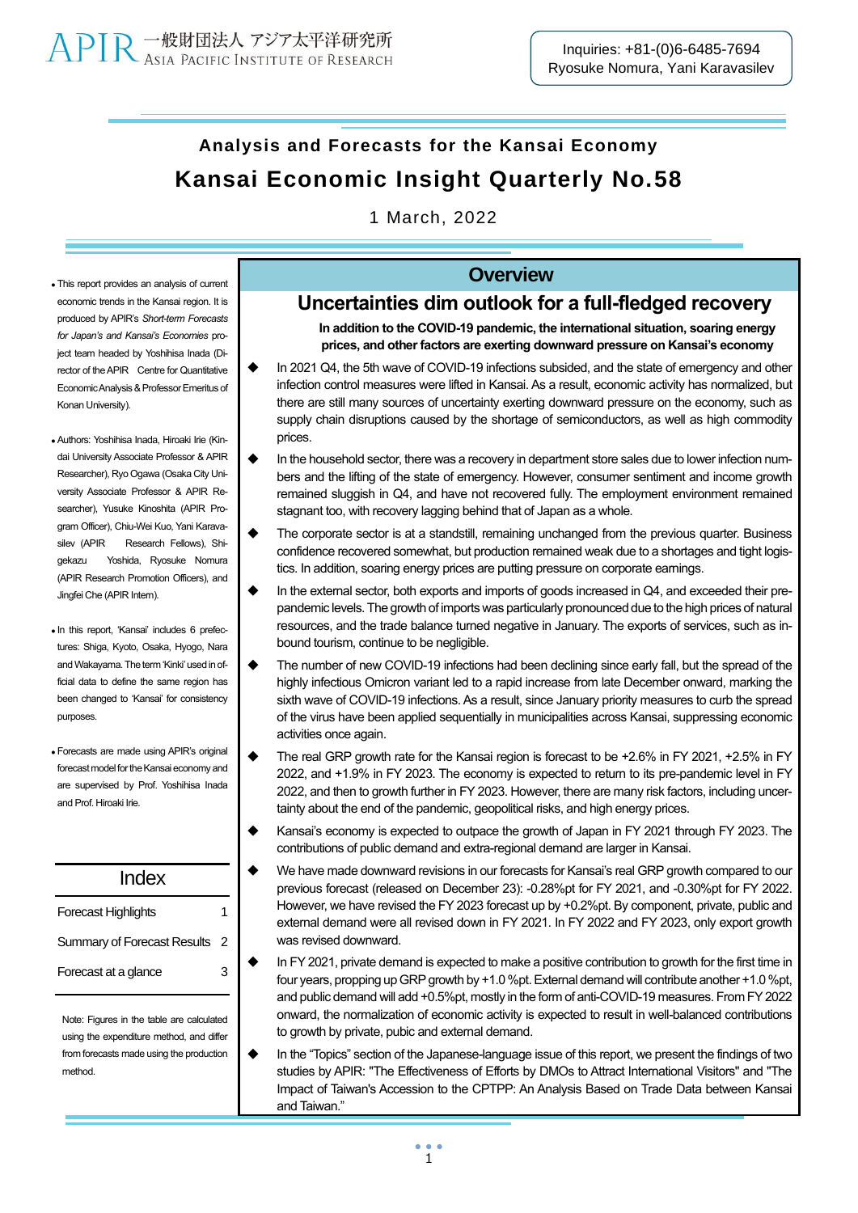APIR 一般財団法人 アジア太平洋研究所
ASIA PACIFIC INSTITUTE OF RESEARCH

Inquiries: +81-(0)6-6485-7694
Ryosuke Nomura, Yani Karavasilev

## Analysis and Forecasts for the Kansai Economy

# Kansai Economic Insight Quarterly No.58

1 March, 2022

- This report provides an analysis of current economic trends in the Kansai region. It is produced by APIR's *Short-term Forecasts for Japan's and Kansai's Economies* project team headed by Yoshihisa Inada (Director of the APIR Centre for Quantitative Economic Analysis & Professor Emeritus of Konan University).
- Authors: Yoshihisa Inada, Hiroaki Irie (Kindai University Associate Professor & APIR Researcher), Ryo Ogawa (Osaka City University Associate Professor & APIR Researcher), Yusuke Kinoshita (APIR Program Officer), Chiu-Wei Kuo, Yani Karavasilev (APIR Research Fellows), Shigekazu Yoshida, Ryosuke Nomura (APIR Research Promotion Officers), and Jingfei Che (APIR Intern).
- In this report, 'Kansai' includes 6 prefectures: Shiga, Kyoto, Osaka, Hyogo, Nara and Wakayama. The term 'Kinki' used in official data to define the same region has been changed to 'Kansai' for consistency purposes.
- Forecasts are made using APIR's original forecast model for the Kansai economy and are supervised by Prof. Yoshihisa Inada and Prof. Hiroaki Irie.

## Index

| | |
|---|---|
| Forecast Highlights | 1 |
| Summary of Forecast Results | 2 |
| Forecast at a glance | 3 |

Note: Figures in the table are calculated using the expenditure method, and differ from forecasts made using the production method.

## Overview

### Uncertainties dim outlook for a full-fledged recovery

**In addition to the COVID-19 pandemic, the international situation, soaring energy prices, and other factors are exerting downward pressure on Kansai's economy**

- In 2021 Q4, the 5th wave of COVID-19 infections subsided, and the state of emergency and other infection control measures were lifted in Kansai. As a result, economic activity has normalized, but there are still many sources of uncertainty exerting downward pressure on the economy, such as supply chain disruptions caused by the shortage of semiconductors, as well as high commodity prices.
- In the household sector, there was a recovery in department store sales due to lower infection numbers and the lifting of the state of emergency. However, consumer sentiment and income growth remained sluggish in Q4, and have not recovered fully. The employment environment remained stagnant too, with recovery lagging behind that of Japan as a whole.
- The corporate sector is at a standstill, remaining unchanged from the previous quarter. Business confidence recovered somewhat, but production remained weak due to a shortages and tight logistics. In addition, soaring energy prices are putting pressure on corporate earnings.
- In the external sector, both exports and imports of goods increased in Q4, and exceeded their pre-pandemic levels. The growth of imports was particularly pronounced due to the high prices of natural resources, and the trade balance turned negative in January. The exports of services, such as inbound tourism, continue to be negligible.
- The number of new COVID-19 infections had been declining since early fall, but the spread of the highly infectious Omicron variant led to a rapid increase from late December onward, marking the sixth wave of COVID-19 infections. As a result, since January priority measures to curb the spread of the virus have been applied sequentially in municipalities across Kansai, suppressing economic activities once again.
- The real GRP growth rate for the Kansai region is forecast to be +2.6% in FY 2021, +2.5% in FY 2022, and +1.9% in FY 2023. The economy is expected to return to its pre-pandemic level in FY 2022, and then to growth further in FY 2023. However, there are many risk factors, including uncertainty about the end of the pandemic, geopolitical risks, and high energy prices.
- Kansai's economy is expected to outpace the growth of Japan in FY 2021 through FY 2023. The contributions of public demand and extra-regional demand are larger in Kansai.
- We have made downward revisions in our forecasts for Kansai's real GRP growth compared to our previous forecast (released on December 23): -0.28%pt for FY 2021, and -0.30%pt for FY 2022. However, we have revised the FY 2023 forecast up by +0.2%pt. By component, private, public and external demand were all revised down in FY 2021. In FY 2022 and FY 2023, only export growth was revised downward.
- In FY 2021, private demand is expected to make a positive contribution to growth for the first time in four years, propping up GRP growth by +1.0 %pt. External demand will contribute another +1.0 %pt, and public demand will add +0.5%pt, mostly in the form of anti-COVID-19 measures. From FY 2022 onward, the normalization of economic activity is expected to result in well-balanced contributions to growth by private, pubic and external demand.
- In the "Topics" section of the Japanese-language issue of this report, we present the findings of two studies by APIR: "The Effectiveness of Efforts by DMOs to Attract International Visitors" and "The Impact of Taiwan's Accession to the CPTPP: An Analysis Based on Trade Data between Kansai and Taiwan."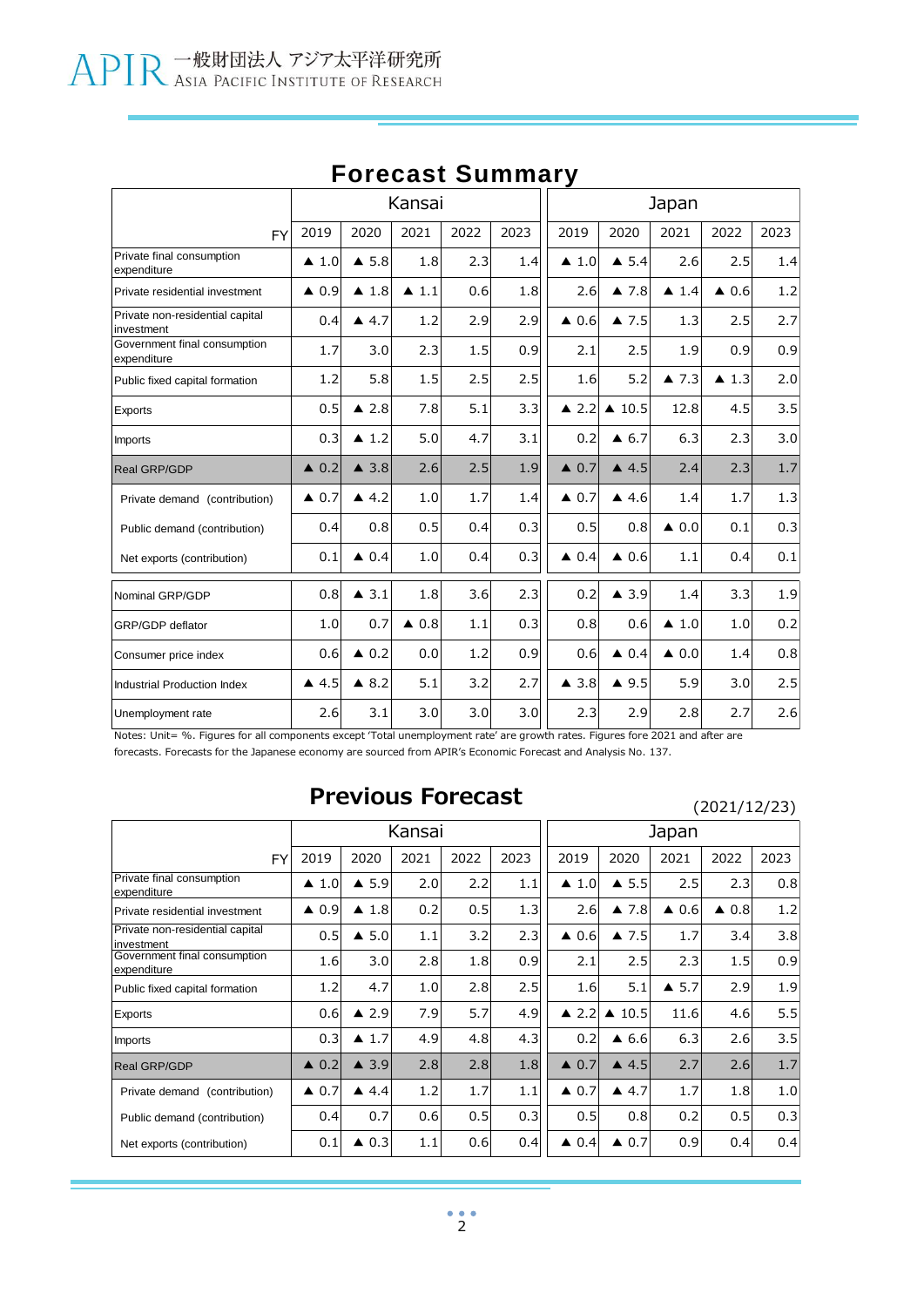## Forecast Summary

| FY | Kansai 2019 | 2020 | 2021 | 2022 | 2023 | Japan 2019 | 2020 | 2021 | 2022 | 2023 |
|---|---|---|---|---|---|---|---|---|---|---|
| Private final consumption expenditure | ▲ 1.0 | ▲ 5.8 | 1.8 | 2.3 | 1.4 | ▲ 1.0 | ▲ 5.4 | 2.6 | 2.5 | 1.4 |
| Private residential investment | ▲ 0.9 | ▲ 1.8 | ▲ 1.1 | 0.6 | 1.8 | 2.6 | ▲ 7.8 | ▲ 1.4 | ▲ 0.6 | 1.2 |
| Private non-residential capital investment | 0.4 | ▲ 4.7 | 1.2 | 2.9 | 2.9 | ▲ 0.6 | ▲ 7.5 | 1.3 | 2.5 | 2.7 |
| Government final consumption expenditure | 1.7 | 3.0 | 2.3 | 1.5 | 0.9 | 2.1 | 2.5 | 1.9 | 0.9 | 0.9 |
| Public fixed capital formation | 1.2 | 5.8 | 1.5 | 2.5 | 2.5 | 1.6 | 5.2 | ▲ 7.3 | ▲ 1.3 | 2.0 |
| Exports | 0.5 | ▲ 2.8 | 7.8 | 5.1 | 3.3 | ▲ 2.2 | ▲ 10.5 | 12.8 | 4.5 | 3.5 |
| Imports | 0.3 | ▲ 1.2 | 5.0 | 4.7 | 3.1 | 0.2 | ▲ 6.7 | 6.3 | 2.3 | 3.0 |
| Real GRP/GDP | ▲ 0.2 | ▲ 3.8 | 2.6 | 2.5 | 1.9 | ▲ 0.7 | ▲ 4.5 | 2.4 | 2.3 | 1.7 |
| Private demand (contribution) | ▲ 0.7 | ▲ 4.2 | 1.0 | 1.7 | 1.4 | ▲ 0.7 | ▲ 4.6 | 1.4 | 1.7 | 1.3 |
| Public demand (contribution) | 0.4 | 0.8 | 0.5 | 0.4 | 0.3 | 0.5 | 0.8 | ▲ 0.0 | 0.1 | 0.3 |
| Net exports (contribution) | 0.1 | ▲ 0.4 | 1.0 | 0.4 | 0.3 | ▲ 0.4 | ▲ 0.6 | 1.1 | 0.4 | 0.1 |
| Nominal GRP/GDP | 0.8 | ▲ 3.1 | 1.8 | 3.6 | 2.3 | 0.2 | ▲ 3.9 | 1.4 | 3.3 | 1.9 |
| GRP/GDP deflator | 1.0 | 0.7 | ▲ 0.8 | 1.1 | 0.3 | 0.8 | 0.6 | ▲ 1.0 | 1.0 | 0.2 |
| Consumer price index | 0.6 | ▲ 0.2 | 0.0 | 1.2 | 0.9 | 0.6 | ▲ 0.4 | ▲ 0.0 | 1.4 | 0.8 |
| Industrial Production Index | ▲ 4.5 | ▲ 8.2 | 5.1 | 3.2 | 2.7 | ▲ 3.8 | ▲ 9.5 | 5.9 | 3.0 | 2.5 |
| Unemployment rate | 2.6 | 3.1 | 3.0 | 3.0 | 3.0 | 2.3 | 2.9 | 2.8 | 2.7 | 2.6 |

Notes: Unit= %. Figures for all components except 'Total unemployment rate' are growth rates. Figures fore 2021 and after are forecasts. Forecasts for the Japanese economy are sourced from APIR's Economic Forecast and Analysis No. 137.

## Previous Forecast

(2021/12/23)

| FY | Kansai 2019 | 2020 | 2021 | 2022 | 2023 | Japan 2019 | 2020 | 2021 | 2022 | 2023 |
|---|---|---|---|---|---|---|---|---|---|---|
| Private final consumption expenditure | ▲ 1.0 | ▲ 5.9 | 2.0 | 2.2 | 1.1 | ▲ 1.0 | ▲ 5.5 | 2.5 | 2.3 | 0.8 |
| Private residential investment | ▲ 0.9 | ▲ 1.8 | 0.2 | 0.5 | 1.3 | 2.6 | ▲ 7.8 | ▲ 0.6 | ▲ 0.8 | 1.2 |
| Private non-residential capital investment | 0.5 | ▲ 5.0 | 1.1 | 3.2 | 2.3 | ▲ 0.6 | ▲ 7.5 | 1.7 | 3.4 | 3.8 |
| Government final consumption expenditure | 1.6 | 3.0 | 2.8 | 1.8 | 0.9 | 2.1 | 2.5 | 2.3 | 1.5 | 0.9 |
| Public fixed capital formation | 1.2 | 4.7 | 1.0 | 2.8 | 2.5 | 1.6 | 5.1 | ▲ 5.7 | 2.9 | 1.9 |
| Exports | 0.6 | ▲ 2.9 | 7.9 | 5.7 | 4.9 | ▲ 2.2 | ▲ 10.5 | 11.6 | 4.6 | 5.5 |
| Imports | 0.3 | ▲ 1.7 | 4.9 | 4.8 | 4.3 | 0.2 | ▲ 6.6 | 6.3 | 2.6 | 3.5 |
| Real GRP/GDP | ▲ 0.2 | ▲ 3.9 | 2.8 | 2.8 | 1.8 | ▲ 0.7 | ▲ 4.5 | 2.7 | 2.6 | 1.7 |
| Private demand (contribution) | ▲ 0.7 | ▲ 4.4 | 1.2 | 1.7 | 1.1 | ▲ 0.7 | ▲ 4.7 | 1.7 | 1.8 | 1.0 |
| Public demand (contribution) | 0.4 | 0.7 | 0.6 | 0.5 | 0.3 | 0.5 | 0.8 | 0.2 | 0.5 | 0.3 |
| Net exports (contribution) | 0.1 | ▲ 0.3 | 1.1 | 0.6 | 0.4 | ▲ 0.4 | ▲ 0.7 | 0.9 | 0.4 | 0.4 |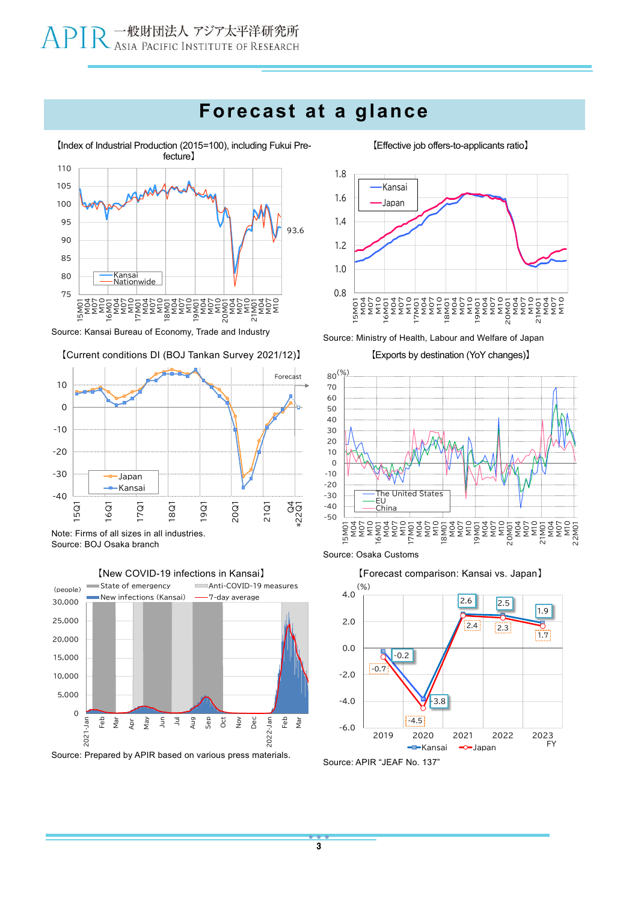# Forecast at a glance

【Index of Industrial Production (2015=100), including Fukui Prefecture】

110
105
100
95
90
85
80
75

93.6

Kansai
Nationwide

15M01 M04 M07 M10 16M01 M04 M07 M10 17M01 M04 M07 M10 18M01 M04 M07 M10 19M01 M04 M07 M10 20M01 M04 M07 M10 21M01 M04 M07 M10

Source: Kansai Bureau of Economy, Trade and Industry

【Effective job offers-to-applicants ratio】

1.8
1.6
1.4
1.2
1.0
0.8

Kansai
Japan

15M01 M04 M07 M10 16M01 M04 M07 M10 17M01 M04 M07 M10 18M01 M04 M07 M10 19M01 M04 M07 M10 20M01 M04 M07 M10 21M01 M04 M07 M10

Source: Ministry of Health, Labour and Welfare of Japan

【Current conditions DI (BOJ Tankan Survey 2021/12)】

10
0
-10
-20
-30
-40

Forecast

Japan
Kansai

15Q1 16Q1 17Q1 18Q1 19Q1 20Q1 21Q1 Q4 *22Q1

Note: Firms of all sizes in all industries.
Source: BOJ Osaka branch

【Exports by destination (YoY changes)】

(%)
80
70
60
50
40
30
20
10
0
-10
-20
-30
-40
-50

The United States
EU
China

15M01 M04 M07 M10 16M01 M04 M07 M10 17M01 M04 M07 M10 18M01 M04 M07 M10 19M01 M04 M07 M10 20M01 M04 M07 M10 21M01 M04 M07 M10 22M01

Source: Osaka Customs

【New COVID-19 infections in Kansai】

(people)
30,000
25,000
20,000
15,000
10,000
5,000
0

State of emergency
Anti-COVID-19 measures
New infections (Kansai)
7-day average

2021-Jan Feb Mar Apr May Jun Jul Aug Sep Oct Nov Dec 2022-Jan Feb Mar

Source: Prepared by APIR based on various press materials.

【Forecast comparison: Kansai vs. Japan】

(%)
4.0
2.0
0.0
-2.0
-4.0
-6.0

-0.2
-0.7
-3.8
-4.5
2.6
2.4
2.5
2.3
1.9
1.7

2019 2020 2021 2022 2023
FY

Kansai
Japan

Source: APIR “JEAF No. 137”